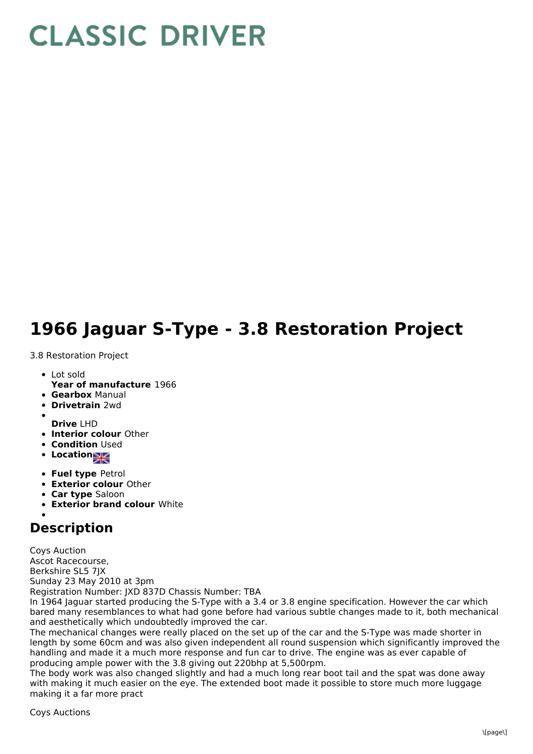# CLASSIC DRIVER

# 1966 Jaguar S-Type - 3.8 Restoration Project

3.8 Restoration Project

- Lot sold
  **Year of manufacture** 1966
- **Gearbox** Manual
- **Drivetrain** 2wd
- 
  **Drive** LHD
- **Interior colour** Other
- **Condition** Used
- **Location**
- **Fuel type** Petrol
- **Exterior colour** Other
- **Car type** Saloon
- **Exterior brand colour** White
- 

## Description

Coys Auction
Ascot Racecourse,
Berkshire SL5 7JX
Sunday 23 May 2010 at 3pm
Registration Number: JXD 837D Chassis Number: TBA
In 1964 Jaguar started producing the S-Type with a 3.4 or 3.8 engine specification. However the car which bared many resemblances to what had gone before had various subtle changes made to it, both mechanical and aesthetically which undoubtedly improved the car.
The mechanical changes were really placed on the set up of the car and the S-Type was made shorter in length by some 60cm and was also given independent all round suspension which significantly improved the handling and made it a much more response and fun car to drive. The engine was as ever capable of producing ample power with the 3.8 giving out 220bhp at 5,500rpm.
The body work was also changed slightly and had a much long rear boot tail and the spat was done away with making it much easier on the eye. The extended boot made it possible to store much more luggage making it a far more pract

Coys Auctions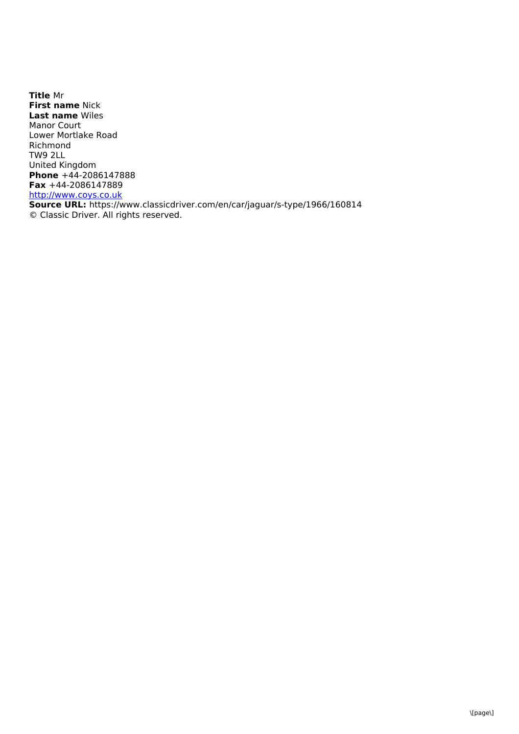**Title** Mr
**First name** Nick
**Last name** Wiles
Manor Court
Lower Mortlake Road
Richmond
TW9 2LL
United Kingdom
**Phone** +44-2086147888
**Fax** +44-2086147889
[http://www.coys.co.uk](http://www.coys.co.uk)
**Source URL:** https://www.classicdriver.com/en/car/jaguar/s-type/1966/160814
© Classic Driver. All rights reserved.